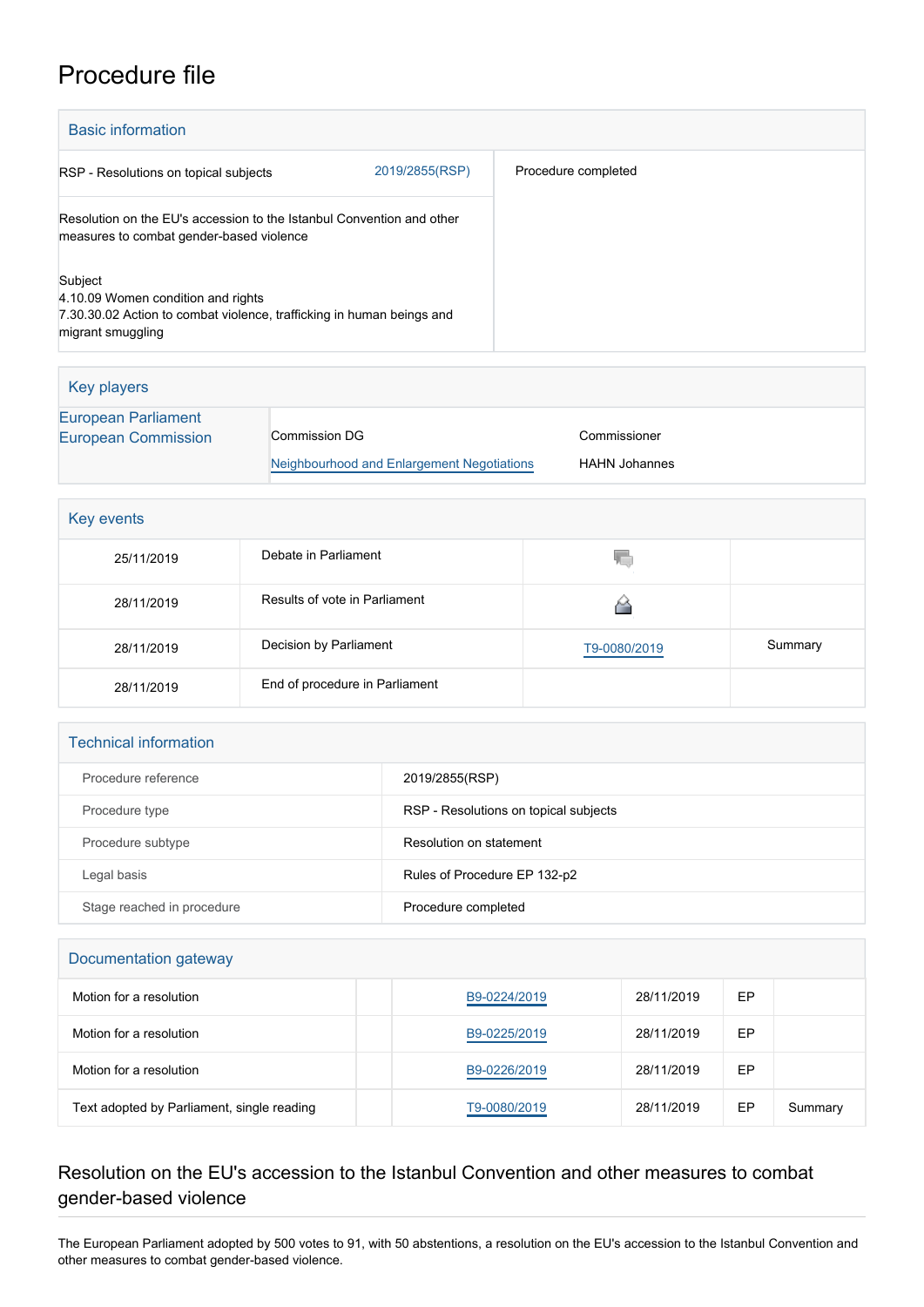# Procedure file

## Basic information

| | | |
|---|---|---|
| RSP - Resolutions on topical subjects | 2019/2855(RSP) | Procedure completed |
| Resolution on the EU's accession to the Istanbul Convention and other measures to combat gender-based violence | | |
| Subject<br>4.10.09 Women condition and rights<br>7.30.30.02 Action to combat violence, trafficking in human beings and migrant smuggling | | |

## Key players

| | | |
|---|---|---|
| European Parliament | | |
| European Commission | Commission DG | Commissioner |
| | Neighbourhood and Enlargement Negotiations | HAHN Johannes |

## Key events

| | | | |
|---|---|---|---|
| 25/11/2019 | Debate in Parliament | | |
| 28/11/2019 | Results of vote in Parliament | | |
| 28/11/2019 | Decision by Parliament | T9-0080/2019 | Summary |
| 28/11/2019 | End of procedure in Parliament | | |

## Technical information

| | |
|---|---|
| Procedure reference | 2019/2855(RSP) |
| Procedure type | RSP - Resolutions on topical subjects |
| Procedure subtype | Resolution on statement |
| Legal basis | Rules of Procedure EP 132-p2 |
| Stage reached in procedure | Procedure completed |

## Documentation gateway

| | | | | | |
|---|---|---|---|---|---|
| Motion for a resolution | | B9-0224/2019 | 28/11/2019 | EP | |
| Motion for a resolution | | B9-0225/2019 | 28/11/2019 | EP | |
| Motion for a resolution | | B9-0226/2019 | 28/11/2019 | EP | |
| Text adopted by Parliament, single reading | | T9-0080/2019 | 28/11/2019 | EP | Summary |

## Resolution on the EU's accession to the Istanbul Convention and other measures to combat gender-based violence

The European Parliament adopted by 500 votes to 91, with 50 abstentions, a resolution on the EU's accession to the Istanbul Convention and other measures to combat gender-based violence.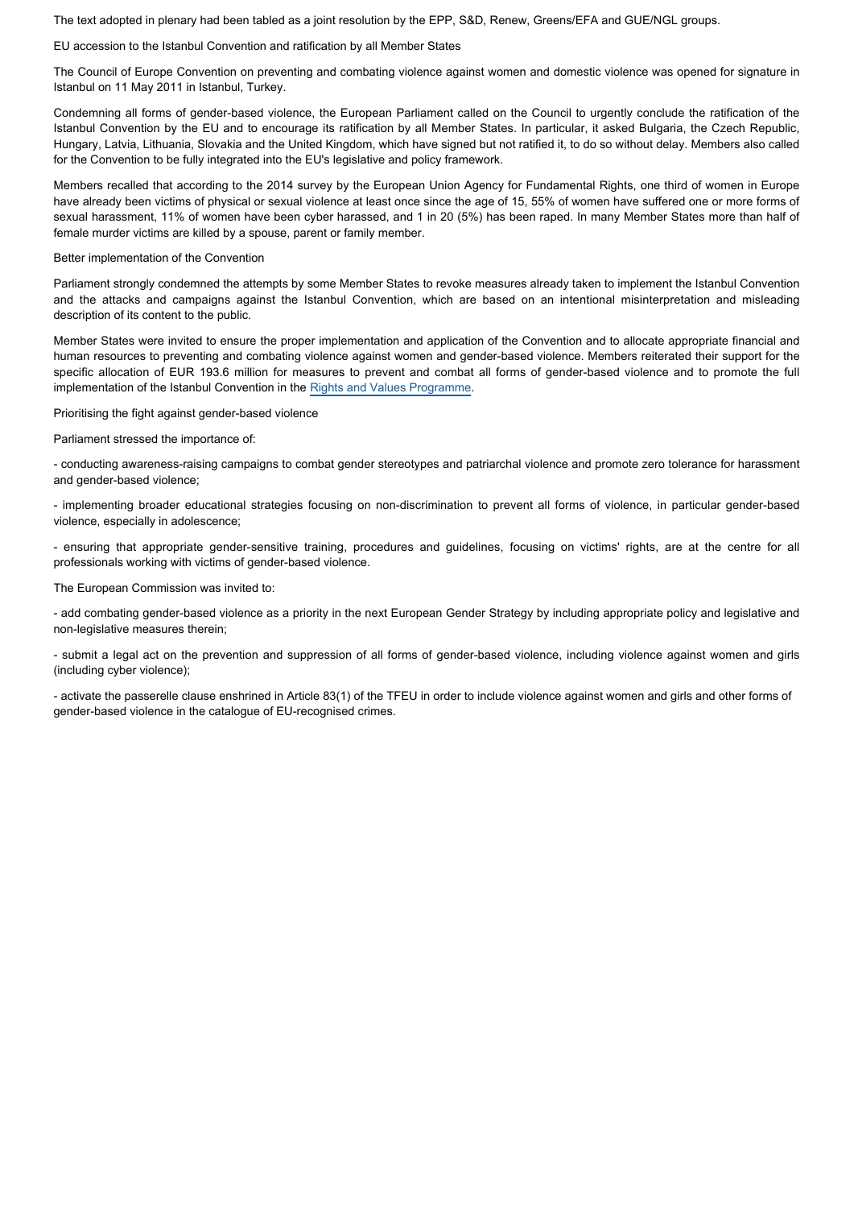The text adopted in plenary had been tabled as a joint resolution by the EPP, S&D, Renew, Greens/EFA and GUE/NGL groups.

EU accession to the Istanbul Convention and ratification by all Member States

The Council of Europe Convention on preventing and combating violence against women and domestic violence was opened for signature in Istanbul on 11 May 2011 in Istanbul, Turkey.

Condemning all forms of gender-based violence, the European Parliament called on the Council to urgently conclude the ratification of the Istanbul Convention by the EU and to encourage its ratification by all Member States. In particular, it asked Bulgaria, the Czech Republic, Hungary, Latvia, Lithuania, Slovakia and the United Kingdom, which have signed but not ratified it, to do so without delay. Members also called for the Convention to be fully integrated into the EU's legislative and policy framework.

Members recalled that according to the 2014 survey by the European Union Agency for Fundamental Rights, one third of women in Europe have already been victims of physical or sexual violence at least once since the age of 15, 55% of women have suffered one or more forms of sexual harassment, 11% of women have been cyber harassed, and 1 in 20 (5%) has been raped. In many Member States more than half of female murder victims are killed by a spouse, parent or family member.

Better implementation of the Convention

Parliament strongly condemned the attempts by some Member States to revoke measures already taken to implement the Istanbul Convention and the attacks and campaigns against the Istanbul Convention, which are based on an intentional misinterpretation and misleading description of its content to the public.

Member States were invited to ensure the proper implementation and application of the Convention and to allocate appropriate financial and human resources to preventing and combating violence against women and gender-based violence. Members reiterated their support for the specific allocation of EUR 193.6 million for measures to prevent and combat all forms of gender-based violence and to promote the full implementation of the Istanbul Convention in the Rights and Values Programme.

Prioritising the fight against gender-based violence

Parliament stressed the importance of:

- conducting awareness-raising campaigns to combat gender stereotypes and patriarchal violence and promote zero tolerance for harassment and gender-based violence;

- implementing broader educational strategies focusing on non-discrimination to prevent all forms of violence, in particular gender-based violence, especially in adolescence;

- ensuring that appropriate gender-sensitive training, procedures and guidelines, focusing on victims' rights, are at the centre for all professionals working with victims of gender-based violence.

The European Commission was invited to:

- add combating gender-based violence as a priority in the next European Gender Strategy by including appropriate policy and legislative and non-legislative measures therein;

- submit a legal act on the prevention and suppression of all forms of gender-based violence, including violence against women and girls (including cyber violence);

- activate the passerelle clause enshrined in Article 83(1) of the TFEU in order to include violence against women and girls and other forms of gender-based violence in the catalogue of EU-recognised crimes.